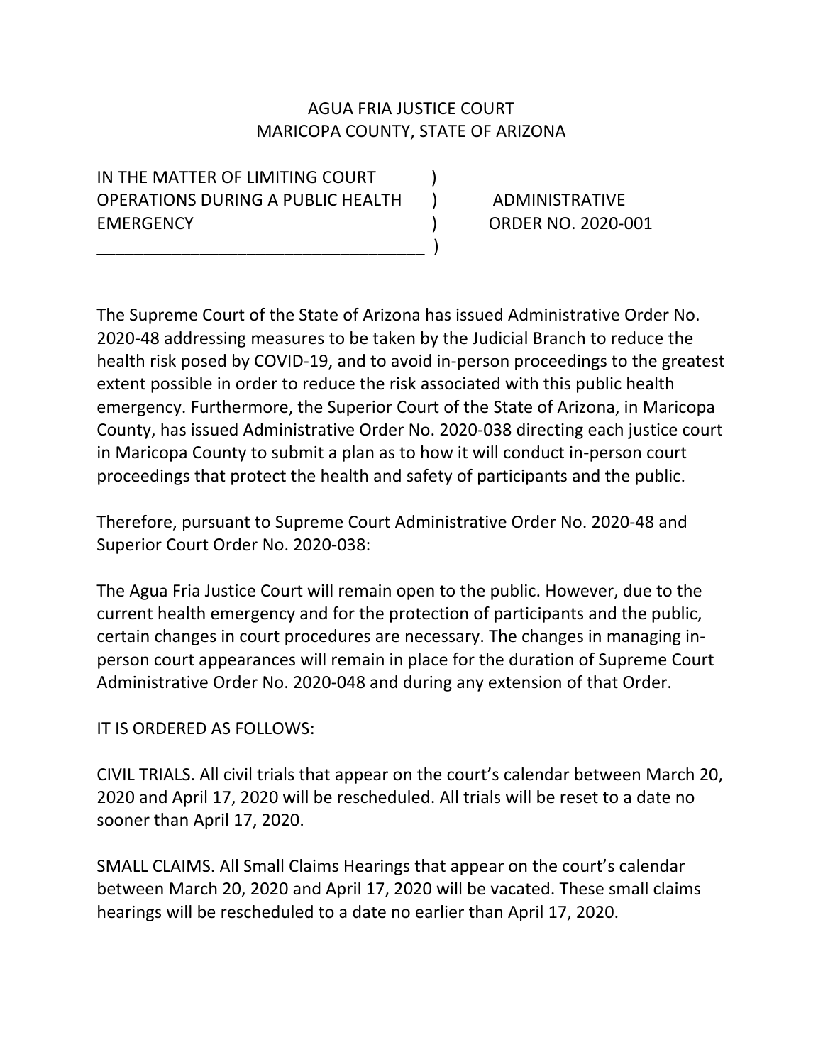AGUA FRIA JUSTICE COURT
MARICOPA COUNTY, STATE OF ARIZONA

| | | |
|---|---|---|
| IN THE MATTER OF LIMITING COURT OPERATIONS DURING A PUBLIC HEALTH EMERGENCY | ) ) ) ) | ADMINISTRATIVE ORDER NO. 2020-001 |

The Supreme Court of the State of Arizona has issued Administrative Order No. 2020-48 addressing measures to be taken by the Judicial Branch to reduce the health risk posed by COVID-19, and to avoid in-person proceedings to the greatest extent possible in order to reduce the risk associated with this public health emergency. Furthermore, the Superior Court of the State of Arizona, in Maricopa County, has issued Administrative Order No. 2020-038 directing each justice court in Maricopa County to submit a plan as to how it will conduct in-person court proceedings that protect the health and safety of participants and the public.

Therefore, pursuant to Supreme Court Administrative Order No. 2020-48 and Superior Court Order No. 2020-038:

The Agua Fria Justice Court will remain open to the public. However, due to the current health emergency and for the protection of participants and the public, certain changes in court procedures are necessary. The changes in managing in-person court appearances will remain in place for the duration of Supreme Court Administrative Order No. 2020-048 and during any extension of that Order.

IT IS ORDERED AS FOLLOWS:

CIVIL TRIALS. All civil trials that appear on the court's calendar between March 20, 2020 and April 17, 2020 will be rescheduled. All trials will be reset to a date no sooner than April 17, 2020.

SMALL CLAIMS. All Small Claims Hearings that appear on the court's calendar between March 20, 2020 and April 17, 2020 will be vacated. These small claims hearings will be rescheduled to a date no earlier than April 17, 2020.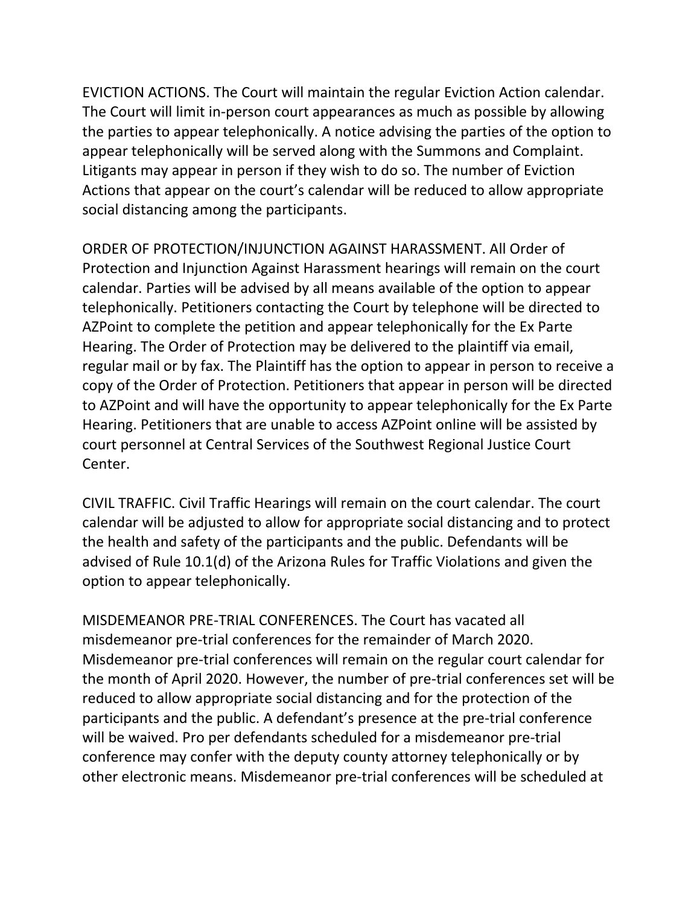EVICTION ACTIONS. The Court will maintain the regular Eviction Action calendar. The Court will limit in-person court appearances as much as possible by allowing the parties to appear telephonically. A notice advising the parties of the option to appear telephonically will be served along with the Summons and Complaint. Litigants may appear in person if they wish to do so. The number of Eviction Actions that appear on the court's calendar will be reduced to allow appropriate social distancing among the participants.

ORDER OF PROTECTION/INJUNCTION AGAINST HARASSMENT. All Order of Protection and Injunction Against Harassment hearings will remain on the court calendar. Parties will be advised by all means available of the option to appear telephonically. Petitioners contacting the Court by telephone will be directed to AZPoint to complete the petition and appear telephonically for the Ex Parte Hearing. The Order of Protection may be delivered to the plaintiff via email, regular mail or by fax. The Plaintiff has the option to appear in person to receive a copy of the Order of Protection. Petitioners that appear in person will be directed to AZPoint and will have the opportunity to appear telephonically for the Ex Parte Hearing. Petitioners that are unable to access AZPoint online will be assisted by court personnel at Central Services of the Southwest Regional Justice Court Center.

CIVIL TRAFFIC. Civil Traffic Hearings will remain on the court calendar. The court calendar will be adjusted to allow for appropriate social distancing and to protect the health and safety of the participants and the public. Defendants will be advised of Rule 10.1(d) of the Arizona Rules for Traffic Violations and given the option to appear telephonically.

MISDEMEANOR PRE-TRIAL CONFERENCES. The Court has vacated all misdemeanor pre-trial conferences for the remainder of March 2020. Misdemeanor pre-trial conferences will remain on the regular court calendar for the month of April 2020. However, the number of pre-trial conferences set will be reduced to allow appropriate social distancing and for the protection of the participants and the public. A defendant's presence at the pre-trial conference will be waived. Pro per defendants scheduled for a misdemeanor pre-trial conference may confer with the deputy county attorney telephonically or by other electronic means. Misdemeanor pre-trial conferences will be scheduled at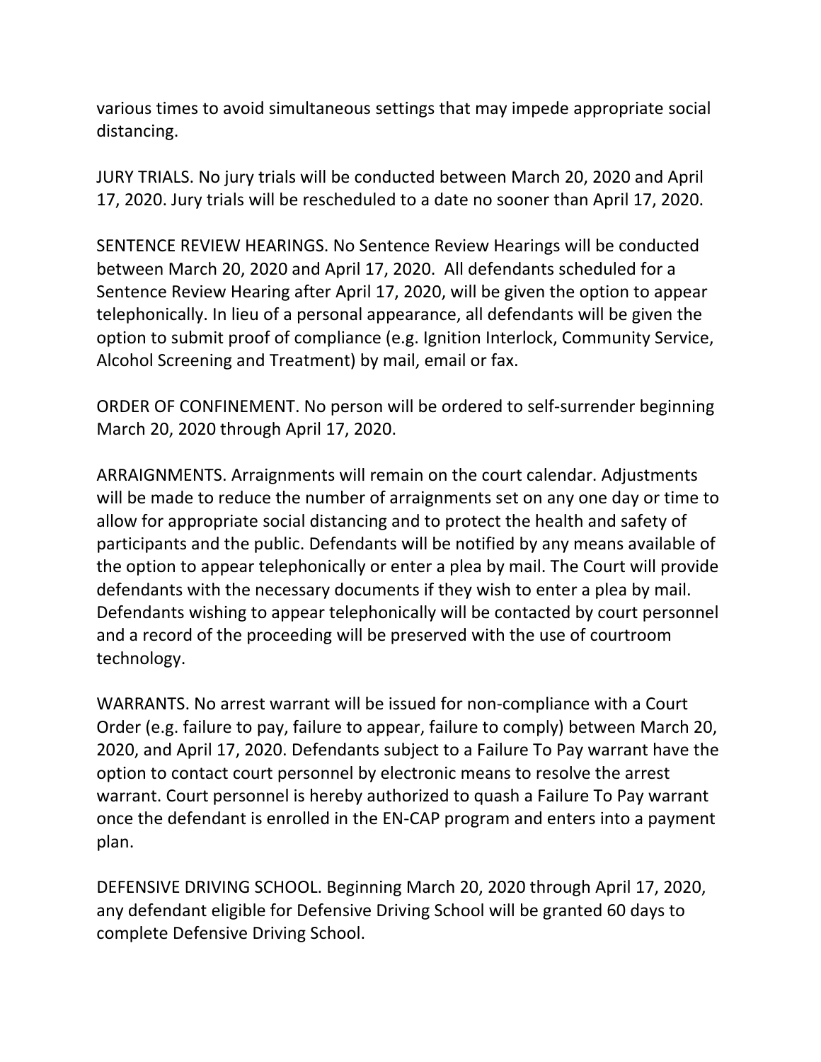various times to avoid simultaneous settings that may impede appropriate social distancing.

JURY TRIALS. No jury trials will be conducted between March 20, 2020 and April 17, 2020. Jury trials will be rescheduled to a date no sooner than April 17, 2020.

SENTENCE REVIEW HEARINGS. No Sentence Review Hearings will be conducted between March 20, 2020 and April 17, 2020. All defendants scheduled for a Sentence Review Hearing after April 17, 2020, will be given the option to appear telephonically. In lieu of a personal appearance, all defendants will be given the option to submit proof of compliance (e.g. Ignition Interlock, Community Service, Alcohol Screening and Treatment) by mail, email or fax.

ORDER OF CONFINEMENT. No person will be ordered to self-surrender beginning March 20, 2020 through April 17, 2020.

ARRAIGNMENTS. Arraignments will remain on the court calendar. Adjustments will be made to reduce the number of arraignments set on any one day or time to allow for appropriate social distancing and to protect the health and safety of participants and the public. Defendants will be notified by any means available of the option to appear telephonically or enter a plea by mail. The Court will provide defendants with the necessary documents if they wish to enter a plea by mail. Defendants wishing to appear telephonically will be contacted by court personnel and a record of the proceeding will be preserved with the use of courtroom technology.

WARRANTS. No arrest warrant will be issued for non-compliance with a Court Order (e.g. failure to pay, failure to appear, failure to comply) between March 20, 2020, and April 17, 2020. Defendants subject to a Failure To Pay warrant have the option to contact court personnel by electronic means to resolve the arrest warrant. Court personnel is hereby authorized to quash a Failure To Pay warrant once the defendant is enrolled in the EN-CAP program and enters into a payment plan.

DEFENSIVE DRIVING SCHOOL. Beginning March 20, 2020 through April 17, 2020, any defendant eligible for Defensive Driving School will be granted 60 days to complete Defensive Driving School.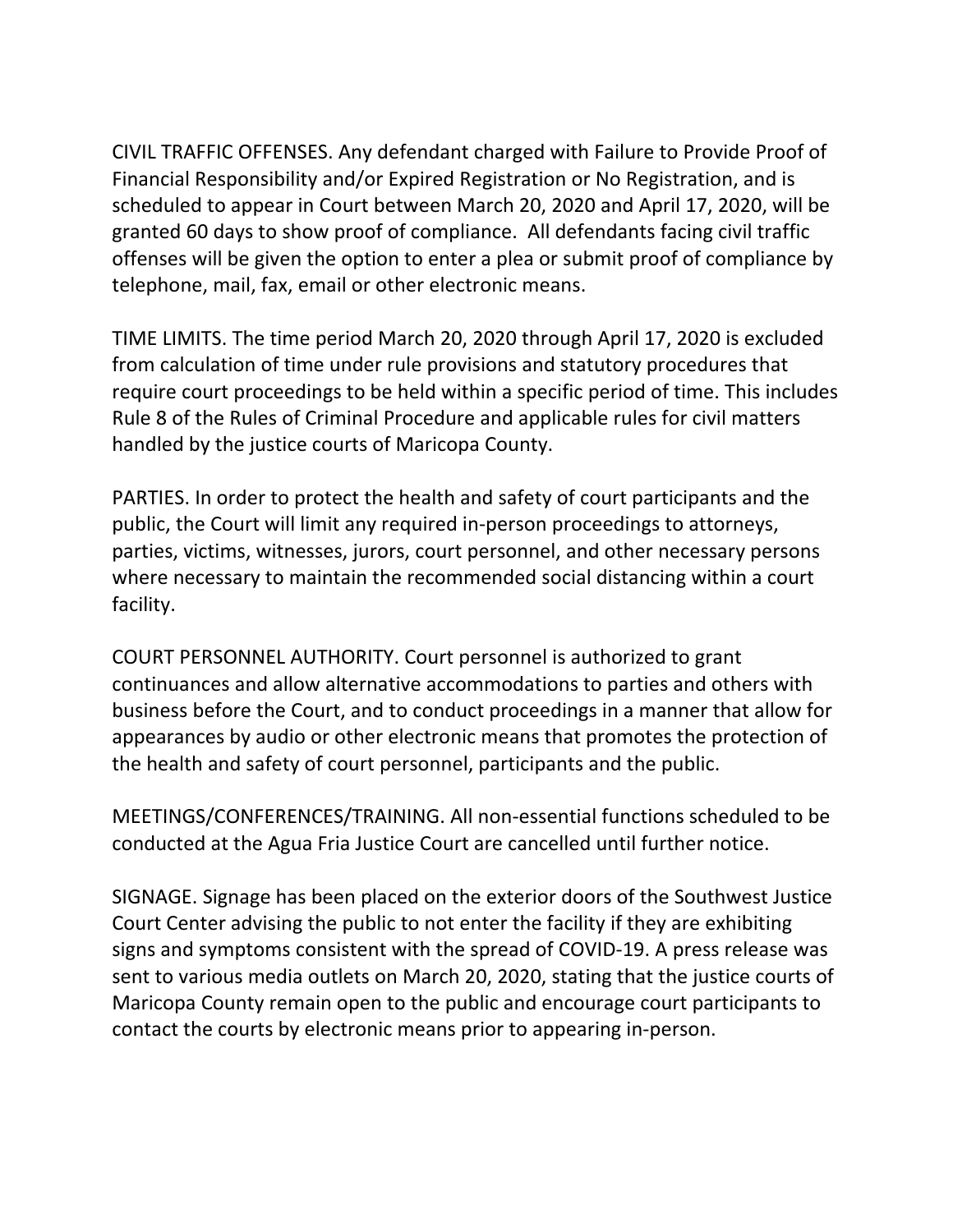CIVIL TRAFFIC OFFENSES. Any defendant charged with Failure to Provide Proof of Financial Responsibility and/or Expired Registration or No Registration, and is scheduled to appear in Court between March 20, 2020 and April 17, 2020, will be granted 60 days to show proof of compliance. All defendants facing civil traffic offenses will be given the option to enter a plea or submit proof of compliance by telephone, mail, fax, email or other electronic means.

TIME LIMITS. The time period March 20, 2020 through April 17, 2020 is excluded from calculation of time under rule provisions and statutory procedures that require court proceedings to be held within a specific period of time. This includes Rule 8 of the Rules of Criminal Procedure and applicable rules for civil matters handled by the justice courts of Maricopa County.

PARTIES. In order to protect the health and safety of court participants and the public, the Court will limit any required in-person proceedings to attorneys, parties, victims, witnesses, jurors, court personnel, and other necessary persons where necessary to maintain the recommended social distancing within a court facility.

COURT PERSONNEL AUTHORITY. Court personnel is authorized to grant continuances and allow alternative accommodations to parties and others with business before the Court, and to conduct proceedings in a manner that allow for appearances by audio or other electronic means that promotes the protection of the health and safety of court personnel, participants and the public.

MEETINGS/CONFERENCES/TRAINING. All non-essential functions scheduled to be conducted at the Agua Fria Justice Court are cancelled until further notice.

SIGNAGE. Signage has been placed on the exterior doors of the Southwest Justice Court Center advising the public to not enter the facility if they are exhibiting signs and symptoms consistent with the spread of COVID-19. A press release was sent to various media outlets on March 20, 2020, stating that the justice courts of Maricopa County remain open to the public and encourage court participants to contact the courts by electronic means prior to appearing in-person.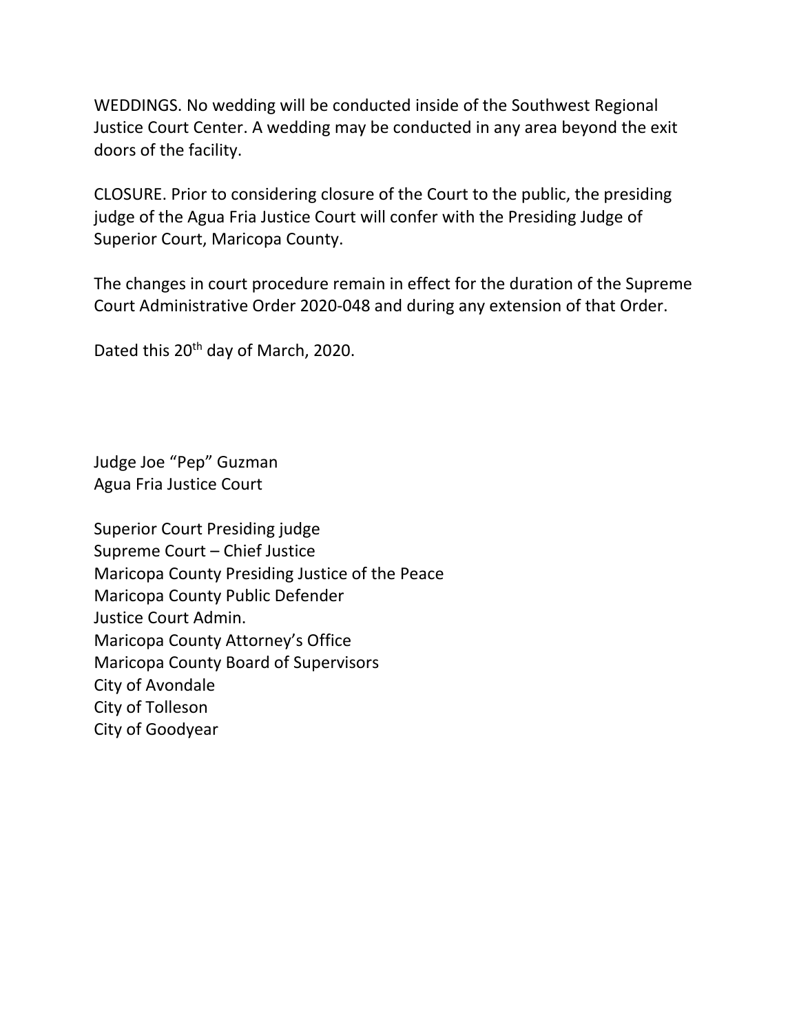WEDDINGS. No wedding will be conducted inside of the Southwest Regional Justice Court Center. A wedding may be conducted in any area beyond the exit doors of the facility.

CLOSURE. Prior to considering closure of the Court to the public, the presiding judge of the Agua Fria Justice Court will confer with the Presiding Judge of Superior Court, Maricopa County.

The changes in court procedure remain in effect for the duration of the Supreme Court Administrative Order 2020-048 and during any extension of that Order.

Dated this 20th day of March, 2020.

Judge Joe "Pep" Guzman
Agua Fria Justice Court

Superior Court Presiding judge
Supreme Court – Chief Justice
Maricopa County Presiding Justice of the Peace
Maricopa County Public Defender
Justice Court Admin.
Maricopa County Attorney's Office
Maricopa County Board of Supervisors
City of Avondale
City of Tolleson
City of Goodyear